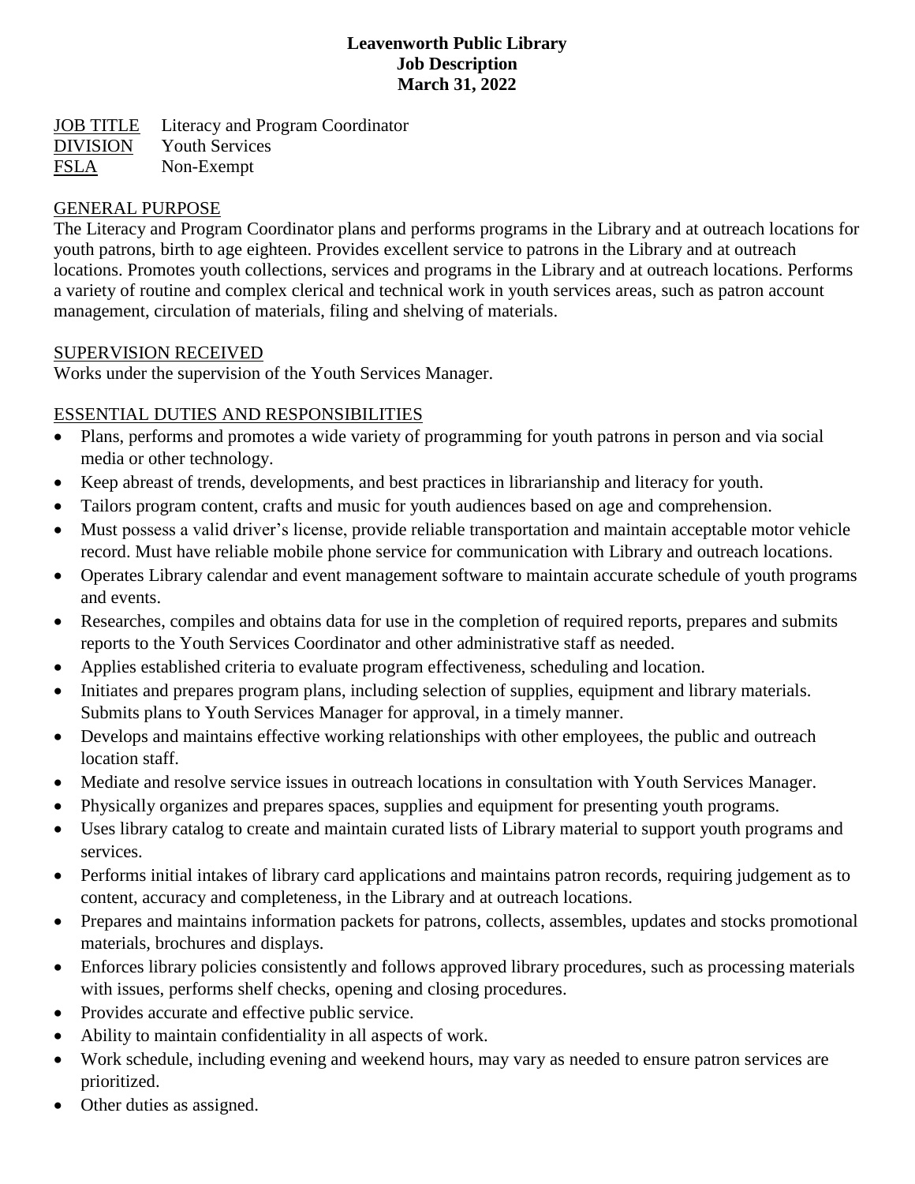**Leavenworth Public Library**
**Job Description**
**March 31, 2022**

JOB TITLE Literacy and Program Coordinator
DIVISION Youth Services
FSLA Non-Exempt

## GENERAL PURPOSE

The Literacy and Program Coordinator plans and performs programs in the Library and at outreach locations for youth patrons, birth to age eighteen. Provides excellent service to patrons in the Library and at outreach locations. Promotes youth collections, services and programs in the Library and at outreach locations. Performs a variety of routine and complex clerical and technical work in youth services areas, such as patron account management, circulation of materials, filing and shelving of materials.

## SUPERVISION RECEIVED

Works under the supervision of the Youth Services Manager.

## ESSENTIAL DUTIES AND RESPONSIBILITIES

- Plans, performs and promotes a wide variety of programming for youth patrons in person and via social media or other technology.
- Keep abreast of trends, developments, and best practices in librarianship and literacy for youth.
- Tailors program content, crafts and music for youth audiences based on age and comprehension.
- Must possess a valid driver's license, provide reliable transportation and maintain acceptable motor vehicle record. Must have reliable mobile phone service for communication with Library and outreach locations.
- Operates Library calendar and event management software to maintain accurate schedule of youth programs and events.
- Researches, compiles and obtains data for use in the completion of required reports, prepares and submits reports to the Youth Services Coordinator and other administrative staff as needed.
- Applies established criteria to evaluate program effectiveness, scheduling and location.
- Initiates and prepares program plans, including selection of supplies, equipment and library materials. Submits plans to Youth Services Manager for approval, in a timely manner.
- Develops and maintains effective working relationships with other employees, the public and outreach location staff.
- Mediate and resolve service issues in outreach locations in consultation with Youth Services Manager.
- Physically organizes and prepares spaces, supplies and equipment for presenting youth programs.
- Uses library catalog to create and maintain curated lists of Library material to support youth programs and services.
- Performs initial intakes of library card applications and maintains patron records, requiring judgement as to content, accuracy and completeness, in the Library and at outreach locations.
- Prepares and maintains information packets for patrons, collects, assembles, updates and stocks promotional materials, brochures and displays.
- Enforces library policies consistently and follows approved library procedures, such as processing materials with issues, performs shelf checks, opening and closing procedures.
- Provides accurate and effective public service.
- Ability to maintain confidentiality in all aspects of work.
- Work schedule, including evening and weekend hours, may vary as needed to ensure patron services are prioritized.
- Other duties as assigned.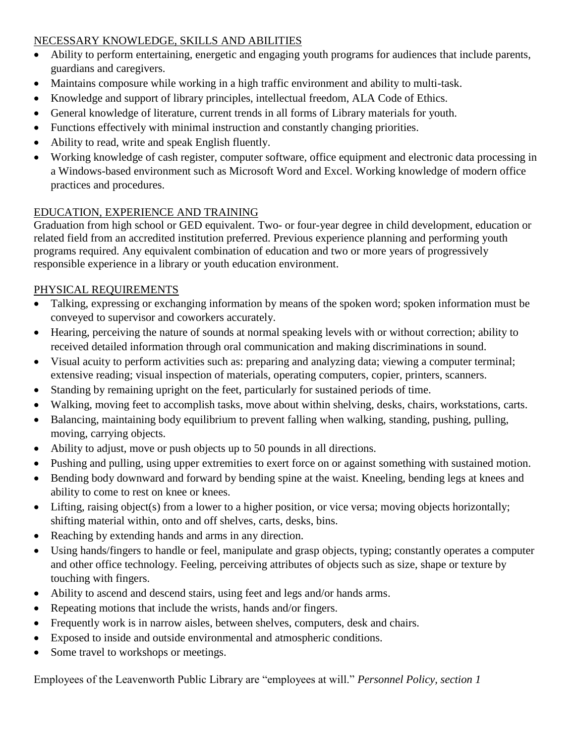## NECESSARY KNOWLEDGE, SKILLS AND ABILITIES

- Ability to perform entertaining, energetic and engaging youth programs for audiences that include parents, guardians and caregivers.
- Maintains composure while working in a high traffic environment and ability to multi-task.
- Knowledge and support of library principles, intellectual freedom, ALA Code of Ethics.
- General knowledge of literature, current trends in all forms of Library materials for youth.
- Functions effectively with minimal instruction and constantly changing priorities.
- Ability to read, write and speak English fluently.
- Working knowledge of cash register, computer software, office equipment and electronic data processing in a Windows-based environment such as Microsoft Word and Excel. Working knowledge of modern office practices and procedures.

## EDUCATION, EXPERIENCE AND TRAINING

Graduation from high school or GED equivalent. Two- or four-year degree in child development, education or related field from an accredited institution preferred. Previous experience planning and performing youth programs required. Any equivalent combination of education and two or more years of progressively responsible experience in a library or youth education environment.

## PHYSICAL REQUIREMENTS

- Talking, expressing or exchanging information by means of the spoken word; spoken information must be conveyed to supervisor and coworkers accurately.
- Hearing, perceiving the nature of sounds at normal speaking levels with or without correction; ability to received detailed information through oral communication and making discriminations in sound.
- Visual acuity to perform activities such as: preparing and analyzing data; viewing a computer terminal; extensive reading; visual inspection of materials, operating computers, copier, printers, scanners.
- Standing by remaining upright on the feet, particularly for sustained periods of time.
- Walking, moving feet to accomplish tasks, move about within shelving, desks, chairs, workstations, carts.
- Balancing, maintaining body equilibrium to prevent falling when walking, standing, pushing, pulling, moving, carrying objects.
- Ability to adjust, move or push objects up to 50 pounds in all directions.
- Pushing and pulling, using upper extremities to exert force on or against something with sustained motion.
- Bending body downward and forward by bending spine at the waist. Kneeling, bending legs at knees and ability to come to rest on knee or knees.
- Lifting, raising object(s) from a lower to a higher position, or vice versa; moving objects horizontally; shifting material within, onto and off shelves, carts, desks, bins.
- Reaching by extending hands and arms in any direction.
- Using hands/fingers to handle or feel, manipulate and grasp objects, typing; constantly operates a computer and other office technology. Feeling, perceiving attributes of objects such as size, shape or texture by touching with fingers.
- Ability to ascend and descend stairs, using feet and legs and/or hands arms.
- Repeating motions that include the wrists, hands and/or fingers.
- Frequently work is in narrow aisles, between shelves, computers, desk and chairs.
- Exposed to inside and outside environmental and atmospheric conditions.
- Some travel to workshops or meetings.

Employees of the Leavenworth Public Library are "employees at will." *Personnel Policy, section 1*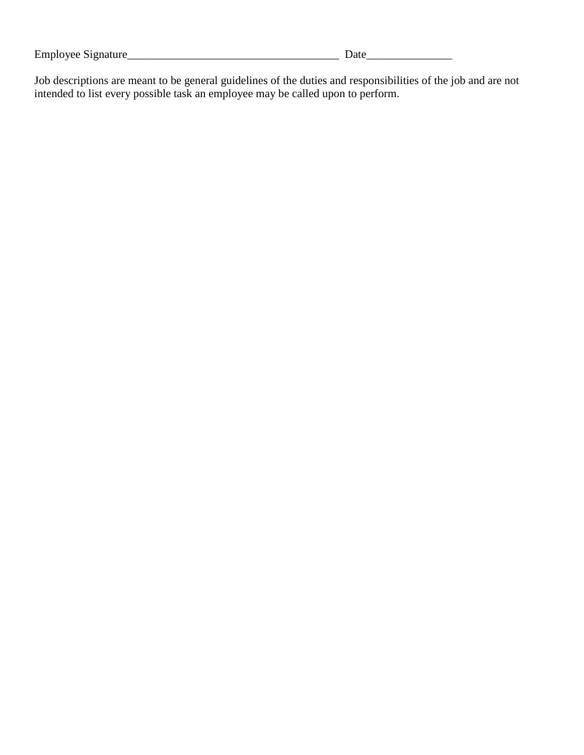Employee Signature_____________________________________ Date_______________

Job descriptions are meant to be general guidelines of the duties and responsibilities of the job and are not intended to list every possible task an employee may be called upon to perform.